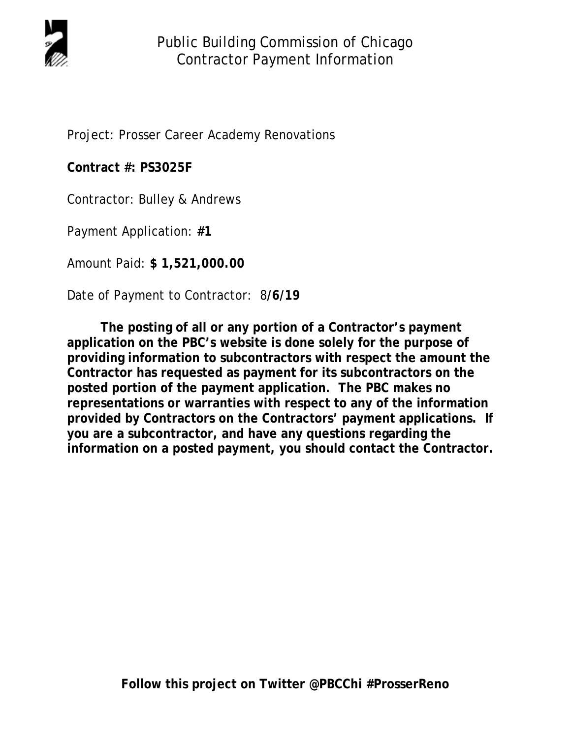# Public Building Commission of Chicago
## Contractor Payment Information

Project: Prosser Career Academy Renovations

**Contract #: PS3025F**

Contractor: Bulley & Andrews

Payment Application: **#1**

Amount Paid: **$ 1,521,000.00**

Date of Payment to Contractor: 8/**6/19**

**The posting of all or any portion of a Contractor's payment application on the PBC's website is done solely for the purpose of providing information to subcontractors with respect the amount the Contractor has requested as payment for its subcontractors on the posted portion of the payment application. The PBC makes no representations or warranties with respect to any of the information provided by Contractors on the Contractors' payment applications. If you are a subcontractor, and have any questions regarding the information on a posted payment, you should contact the Contractor.**

**Follow this project on Twitter @PBCChi #ProsserReno**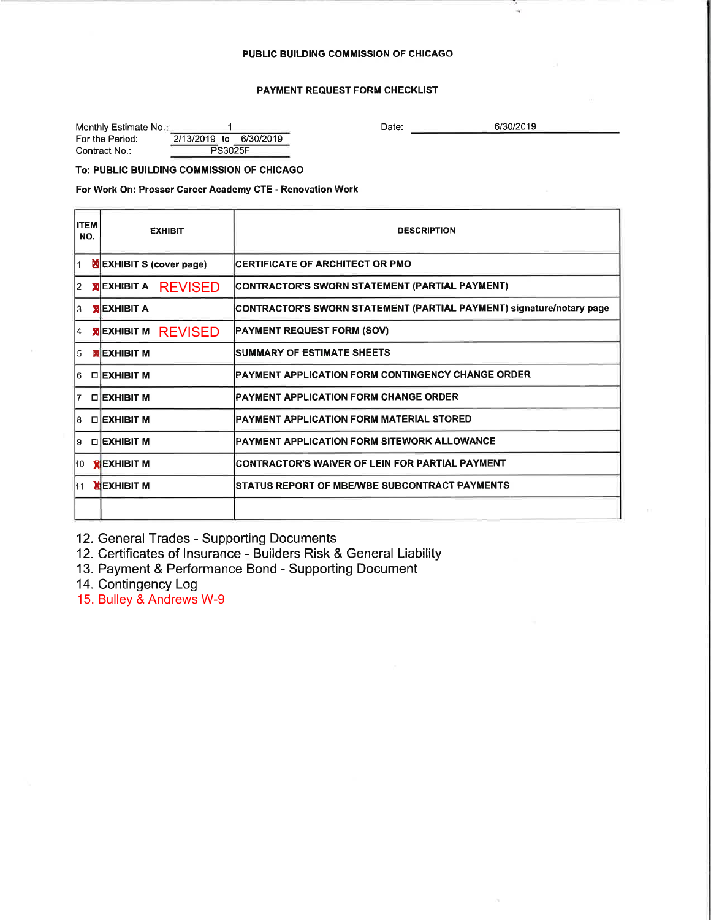PUBLIC BUILDING COMMISSION OF CHICAGO

PAYMENT REQUEST FORM CHECKLIST

Monthly Estimate No.: 1

For the Period: 2/13/2019 to 6/30/2019

Contract No.: PS3025F

Date: 6/30/2019

**To: PUBLIC BUILDING COMMISSION OF CHICAGO**

**For Work On: Prosser Career Academy CTE - Renovation Work**

| ITEM NO. | | EXHIBIT | DESCRIPTION |
|---|---|---|---|
| 1 | ☒ | EXHIBIT S (cover page) | CERTIFICATE OF ARCHITECT OR PMO |
| 2 | ☒ | EXHIBIT A REVISED | CONTRACTOR'S SWORN STATEMENT (PARTIAL PAYMENT) |
| 3 | ☒ | EXHIBIT A | CONTRACTOR'S SWORN STATEMENT (PARTIAL PAYMENT) signature/notary page |
| 4 | ☒ | EXHIBIT M REVISED | PAYMENT REQUEST FORM (SOV) |
| 5 | ☒ | EXHIBIT M | SUMMARY OF ESTIMATE SHEETS |
| 6 | ☐ | EXHIBIT M | PAYMENT APPLICATION FORM CONTINGENCY CHANGE ORDER |
| 7 | ☐ | EXHIBIT M | PAYMENT APPLICATION FORM CHANGE ORDER |
| 8 | ☐ | EXHIBIT M | PAYMENT APPLICATION FORM MATERIAL STORED |
| 9 | ☐ | EXHIBIT M | PAYMENT APPLICATION FORM SITEWORK ALLOWANCE |
| 10 | ☒ | EXHIBIT M | CONTRACTOR'S WAIVER OF LEIN FOR PARTIAL PAYMENT |
| 11 | ☒ | EXHIBIT M | STATUS REPORT OF MBE/WBE SUBCONTRACT PAYMENTS |
| | | | |

12. General Trades - Supporting Documents
12. Certificates of Insurance - Builders Risk & General Liability
13. Payment & Performance Bond - Supporting Document
14. Contingency Log
15. Bulley & Andrews W-9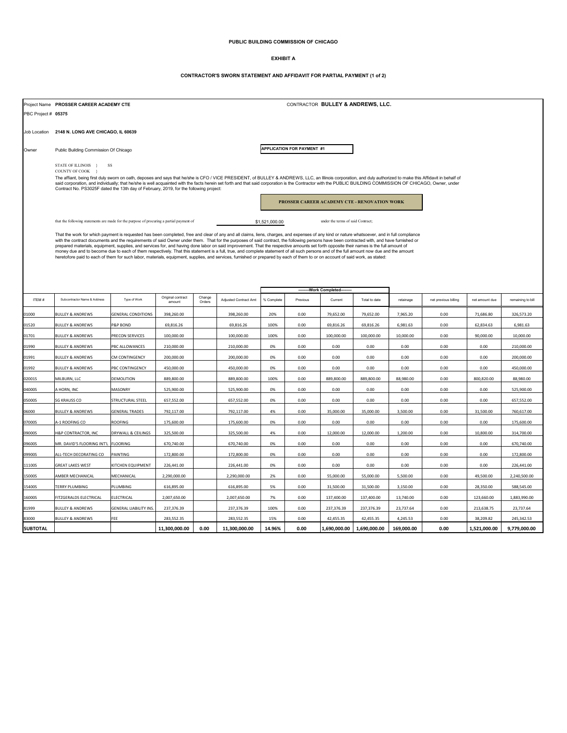**PUBLIC BUILDING COMMISSION OF CHICAGO**

**EXHIBIT A**

**CONTRACTOR'S SWORN STATEMENT AND AFFIDAVIT FOR PARTIAL PAYMENT (1 of 2)**

Project Name **PROSSER CAREER ACADEMY CTE**

CONTRACTOR **BULLEY & ANDREWS, LLC.**

PBC Project # **05375**

Job Location **2148 N. LONG AVE CHICAGO, IL 60639**

Owner Public Building Commission Of Chicago

**APPLICATION FOR PAYMENT #1**

STATE OF ILLINOIS } SS
COUNTY OF COOK }

The affiant, being first duly sworn on oath, deposes and says that he/she is CFO / VICE PRESIDENT, of BULLEY & ANDREWS, LLC, an Illinois corporation, and duly authorized to make this Affidavit in behalf of said corporation, and individually; that he/she is well acquainted with the facts herein set forth and that said corporation is the Contractor with the PUBLIC BUILDING COMMISSION OF CHICAGO, Owner, under Contract No. PS3025F dated the 13th day of February, 2019, for the following project:

**PROSSER CAREER ACADEMY CTE - RENOVATION WORK**

that the following statements are made for the purpose of procuring a partial payment of $1,521,000.00 under the terms of said Contract;

That the work for which payment is requested has been completed, free and clear of any and all claims, liens, charges, and expenses of any kind or nature whatsoever, and in full compliance with the contract documents and the requirements of said Owner under them. That for the purposes of said contract, the following persons have been contracted with, and have furnished or prepared materials, equipment, supplies, and services for, and having done labor on said improvement. That the respective amounts set forth opposite their names is the full amount of money due and to become due to each of them respectively. That this statement is a full, true, and complete statement of all such persons and of the full amount now due and the amount heretofore paid to each of them for such labor, materials, equipment, supplies, and services, furnished or prepared by each of them to or on account of said work, as stated:

| | | | | | | --------Work Completed-------- | | | | | | | | |
|---|---|---|---|---|---|---|---|---|---|---|---|---|---|
| ITEM # | Subcontractor Name & Address | Type of Work | Original contract amount | Change Orders | Adjusted Contract Amt | % Complete | Previous | Current | Total to date | retainage | net previous billing | net amount due | remaining to bill |
| 01000 | BULLEY & ANDREWS | GENERAL CONDITIONS | 398,260.00 | | 398,260.00 | 20% | 0.00 | 79,652.00 | 79,652.00 | 7,965.20 | 0.00 | 71,686.80 | 326,573.20 |
| 01520 | BULLEY & ANDREWS | P&P BOND | 69,816.26 | | 69,816.26 | 100% | 0.00 | 69,816.26 | 69,816.26 | 6,981.63 | 0.00 | 62,834.63 | 6,981.63 |
| 01701 | BULLEY & ANDREWS | PRECON SERVICES | 100,000.00 | | 100,000.00 | 100% | 0.00 | 100,000.00 | 100,000.00 | 10,000.00 | 0.00 | 90,000.00 | 10,000.00 |
| 01990 | BULLEY & ANDREWS | PBC ALLOWANCES | 210,000.00 | | 210,000.00 | 0% | 0.00 | 0.00 | 0.00 | 0.00 | 0.00 | 0.00 | 210,000.00 |
| 01991 | BULLEY & ANDREWS | CM CONTINGENCY | 200,000.00 | | 200,000.00 | 0% | 0.00 | 0.00 | 0.00 | 0.00 | 0.00 | 0.00 | 200,000.00 |
| 01992 | BULLEY & ANDREWS | PBC CONTINGENCY | 450,000.00 | | 450,000.00 | 0% | 0.00 | 0.00 | 0.00 | 0.00 | 0.00 | 0.00 | 450,000.00 |
| 02001S | MILBURN, LLC | DEMOLITION | 889,800.00 | | 889,800.00 | 100% | 0.00 | 889,800.00 | 889,800.00 | 88,980.00 | 0.00 | 800,820.00 | 88,980.00 |
| 04000S | A HORN, INC | MASONRY | 525,900.00 | | 525,900.00 | 0% | 0.00 | 0.00 | 0.00 | 0.00 | 0.00 | 0.00 | 525,900.00 |
| 05000S | SG KRAUSS CO | STRUCTURAL STEEL | 657,552.00 | | 657,552.00 | 0% | 0.00 | 0.00 | 0.00 | 0.00 | 0.00 | 0.00 | 657,552.00 |
| 06000 | BULLEY & ANDREWS | GENERAL TRADES | 792,117.00 | | 792,117.00 | 4% | 0.00 | 35,000.00 | 35,000.00 | 3,500.00 | 0.00 | 31,500.00 | 760,617.00 |
| 07000S | A-1 ROOFING CO | ROOFING | 175,600.00 | | 175,600.00 | 0% | 0.00 | 0.00 | 0.00 | 0.00 | 0.00 | 0.00 | 175,600.00 |
| 09000S | H&P CONTRACTOR, INC | DRYWALL & CEILINGS | 325,500.00 | | 325,500.00 | 4% | 0.00 | 12,000.00 | 12,000.00 | 1,200.00 | 0.00 | 10,800.00 | 314,700.00 |
| 09600S | MR. DAVID'S FLOORING INT'L | FLOORING | 670,740.00 | | 670,740.00 | 0% | 0.00 | 0.00 | 0.00 | 0.00 | 0.00 | 0.00 | 670,740.00 |
| 09900S | ALL-TECH DECORATING CO | PAINTING | 172,800.00 | | 172,800.00 | 0% | 0.00 | 0.00 | 0.00 | 0.00 | 0.00 | 0.00 | 172,800.00 |
| 11100S | GREAT LAKES WEST | KITCHEN EQUIPMENT | 226,441.00 | | 226,441.00 | 0% | 0.00 | 0.00 | 0.00 | 0.00 | 0.00 | 0.00 | 226,441.00 |
| 15000S | AMBER MECHANICAL | MECHANICAL | 2,290,000.00 | | 2,290,000.00 | 2% | 0.00 | 55,000.00 | 55,000.00 | 5,500.00 | 0.00 | 49,500.00 | 2,240,500.00 |
| 15400S | TERRY PLUMBING | PLUMBING | 616,895.00 | | 616,895.00 | 5% | 0.00 | 31,500.00 | 31,500.00 | 3,150.00 | 0.00 | 28,350.00 | 588,545.00 |
| 16000S | FITZGERALDS ELECTRICAL | ELECTRICAL | 2,007,650.00 | | 2,007,650.00 | 7% | 0.00 | 137,400.00 | 137,400.00 | 13,740.00 | 0.00 | 123,660.00 | 1,883,990.00 |
| 81999 | BULLEY & ANDREWS | GENERAL LIABILITY INS. | 237,376.39 | | 237,376.39 | 100% | 0.00 | 237,376.39 | 237,376.39 | 23,737.64 | 0.00 | 213,638.75 | 23,737.64 |
| 83000 | BULLEY & ANDREWS | FEE | 283,552.35 | | 283,552.35 | 15% | 0.00 | 42,455.35 | 42,455.35 | 4,245.53 | 0.00 | 38,209.82 | 245,342.53 |
| **SUBTOTAL** | | | **11,300,000.00** | **0.00** | **11,300,000.00** | **14.96%** | **0.00** | **1,690,000.00** | **1,690,000.00** | **169,000.00** | **0.00** | **1,521,000.00** | **9,779,000.00** |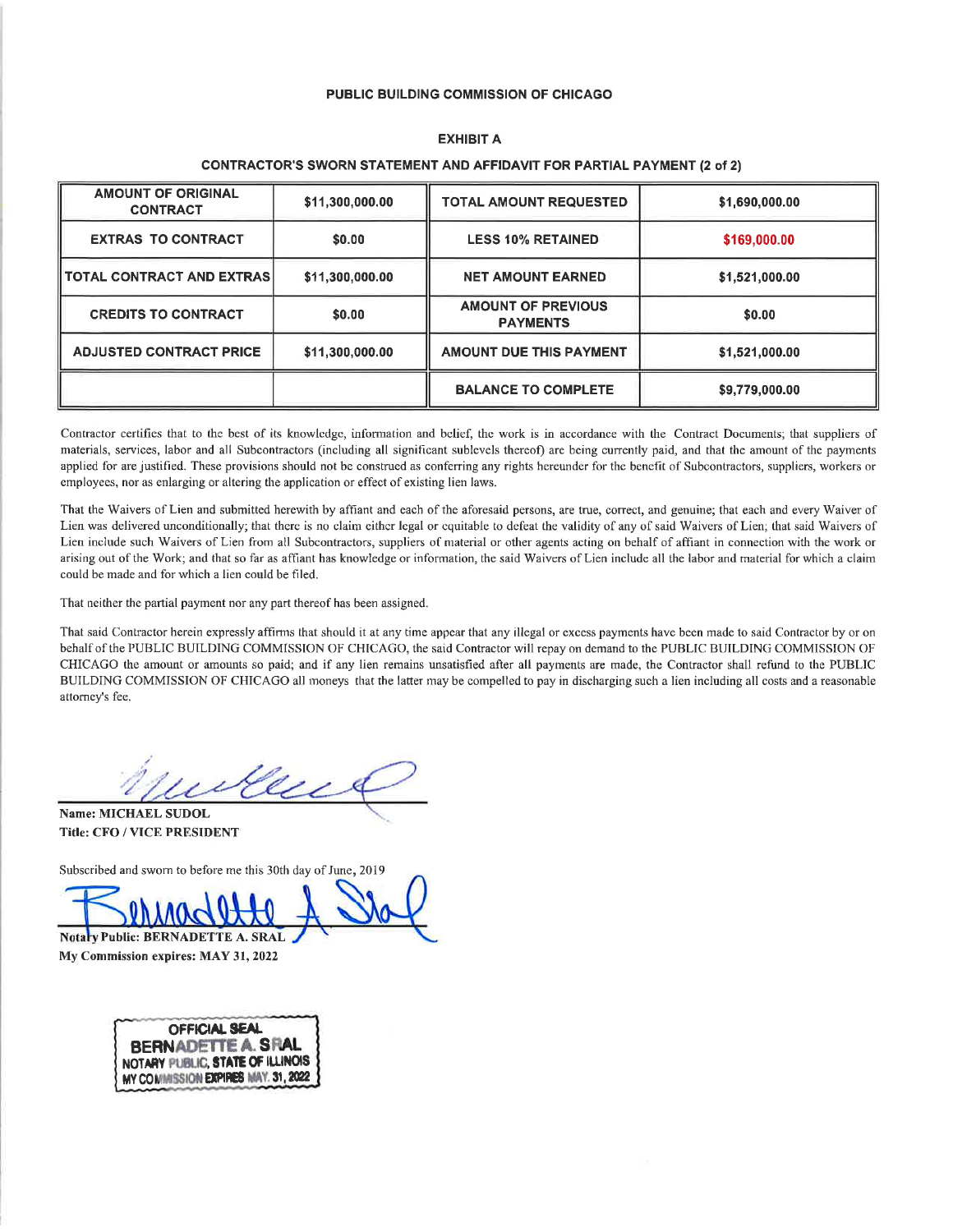**PUBLIC BUILDING COMMISSION OF CHICAGO**

**EXHIBIT A**

**CONTRACTOR'S SWORN STATEMENT AND AFFIDAVIT FOR PARTIAL PAYMENT (2 of 2)**

| | | | |
|---|---|---|---|
| AMOUNT OF ORIGINAL CONTRACT | $11,300,000.00 | TOTAL AMOUNT REQUESTED | $1,690,000.00 |
| EXTRAS TO CONTRACT | $0.00 | LESS 10% RETAINED | $169,000.00 |
| TOTAL CONTRACT AND EXTRAS | $11,300,000.00 | NET AMOUNT EARNED | $1,521,000.00 |
| CREDITS TO CONTRACT | $0.00 | AMOUNT OF PREVIOUS PAYMENTS | $0.00 |
| ADJUSTED CONTRACT PRICE | $11,300,000.00 | AMOUNT DUE THIS PAYMENT | $1,521,000.00 |
| | | BALANCE TO COMPLETE | $9,779,000.00 |

Contractor certifies that to the best of its knowledge, information and belief, the work is in accordance with the Contract Documents; that suppliers of materials, services, labor and all Subcontractors (including all significant sublevels thereof) are being currently paid, and that the amount of the payments applied for are justified. These provisions should not be construed as conferring any rights hereunder for the benefit of Subcontractors, suppliers, workers or employees, nor as enlarging or altering the application or effect of existing lien laws.

That the Waivers of Lien and submitted herewith by affiant and each of the aforesaid persons, are true, correct, and genuine; that each and every Waiver of Lien was delivered unconditionally; that there is no claim either legal or equitable to defeat the validity of any of said Waivers of Lien; that said Waivers of Lien include such Waivers of Lien from all Subcontractors, suppliers of material or other agents acting on behalf of affiant in connection with the work or arising out of the Work; and that so far as affiant has knowledge or information, the said Waivers of Lien include all the labor and material for which a claim could be made and for which a lien could be filed.

That neither the partial payment nor any part thereof has been assigned.

That said Contractor herein expressly affirms that should it at any time appear that any illegal or excess payments have been made to said Contractor by or on behalf of the PUBLIC BUILDING COMMISSION OF CHICAGO, the said Contractor will repay on demand to the PUBLIC BUILDING COMMISSION OF CHICAGO the amount or amounts so paid; and if any lien remains unsatisfied after all payments are made, the Contractor shall refund to the PUBLIC BUILDING COMMISSION OF CHICAGO all moneys that the latter may be compelled to pay in discharging such a lien including all costs and a reasonable attorney's fee.

**Name: MICHAEL SUDOL**
**Title: CFO / VICE PRESIDENT**

Subscribed and sworn to before me this 30th day of June, 2019

**Notary Public: BERNADETTE A. SRAL**
**My Commission expires: MAY 31, 2022**

OFFICIAL SEAL
BERNADETTE A. SRAL
NOTARY PUBLIC, STATE OF ILLINOIS
MY COMMISSION EXPIRES MAY. 31, 2022